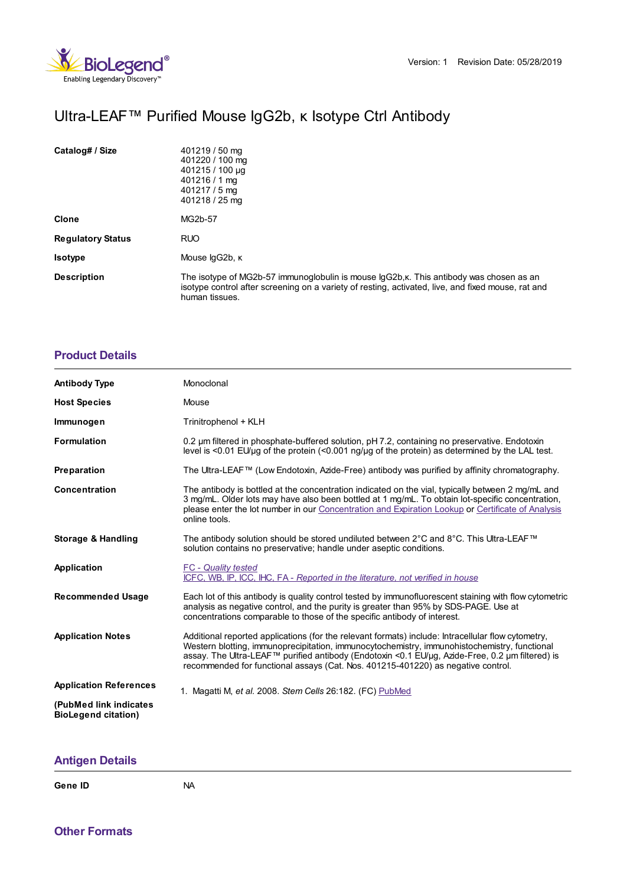Version: 1 Revision Date: 05/28/2019

# Ultra-LEAF™ Purified Mouse IgG2b, κ Isotype Ctrl Antibody

| | |
|---|---|
| **Catalog# / Size** | 401219 / 50 mg<br>401220 / 100 mg<br>401215 / 100 µg<br>401216 / 1 mg<br>401217 / 5 mg<br>401218 / 25 mg |
| **Clone** | MG2b-57 |
| **Regulatory Status** | RUO |
| **Isotype** | Mouse IgG2b, κ |
| **Description** | The isotype of MG2b-57 immunoglobulin is mouse IgG2b,κ. This antibody was chosen as an isotype control after screening on a variety of resting, activated, live, and fixed mouse, rat and human tissues. |

## Product Details

| | |
|---|---|
| **Antibody Type** | Monoclonal |
| **Host Species** | Mouse |
| **Immunogen** | Trinitrophenol + KLH |
| **Formulation** | 0.2 µm filtered in phosphate-buffered solution, pH 7.2, containing no preservative. Endotoxin level is <0.01 EU/µg of the protein (<0.001 ng/µg of the protein) as determined by the LAL test. |
| **Preparation** | The Ultra-LEAF™ (Low Endotoxin, Azide-Free) antibody was purified by affinity chromatography. |
| **Concentration** | The antibody is bottled at the concentration indicated on the vial, typically between 2 mg/mL and 3 mg/mL. Older lots may have also been bottled at 1 mg/mL. To obtain lot-specific concentration, please enter the lot number in our Concentration and Expiration Lookup or Certificate of Analysis online tools. |
| **Storage & Handling** | The antibody solution should be stored undiluted between 2°C and 8°C. This Ultra-LEAF™ solution contains no preservative; handle under aseptic conditions. |
| **Application** | FC - *Quality tested*<br>ICFC, WB, IP, ICC, IHC, FA - *Reported in the literature, not verified in house* |
| **Recommended Usage** | Each lot of this antibody is quality control tested by immunofluorescent staining with flow cytometric analysis as negative control, and the purity is greater than 95% by SDS-PAGE. Use at concentrations comparable to those of the specific antibody of interest. |
| **Application Notes** | Additional reported applications (for the relevant formats) include: Intracellular flow cytometry, Western blotting, immunoprecipitation, immunocytochemistry, immunohistochemistry, functional assay. The Ultra-LEAF™ purified antibody (Endotoxin <0.1 EU/µg, Azide-Free, 0.2 µm filtered) is recommended for functional assays (Cat. Nos. 401215-401220) as negative control. |
| **Application References**<br><br>**(PubMed link indicates BioLegend citation)** | 1. Magatti M, *et al.* 2008. *Stem Cells* 26:182. (FC) PubMed |

## Antigen Details

| | |
|---|---|
| **Gene ID** | NA |

## Other Formats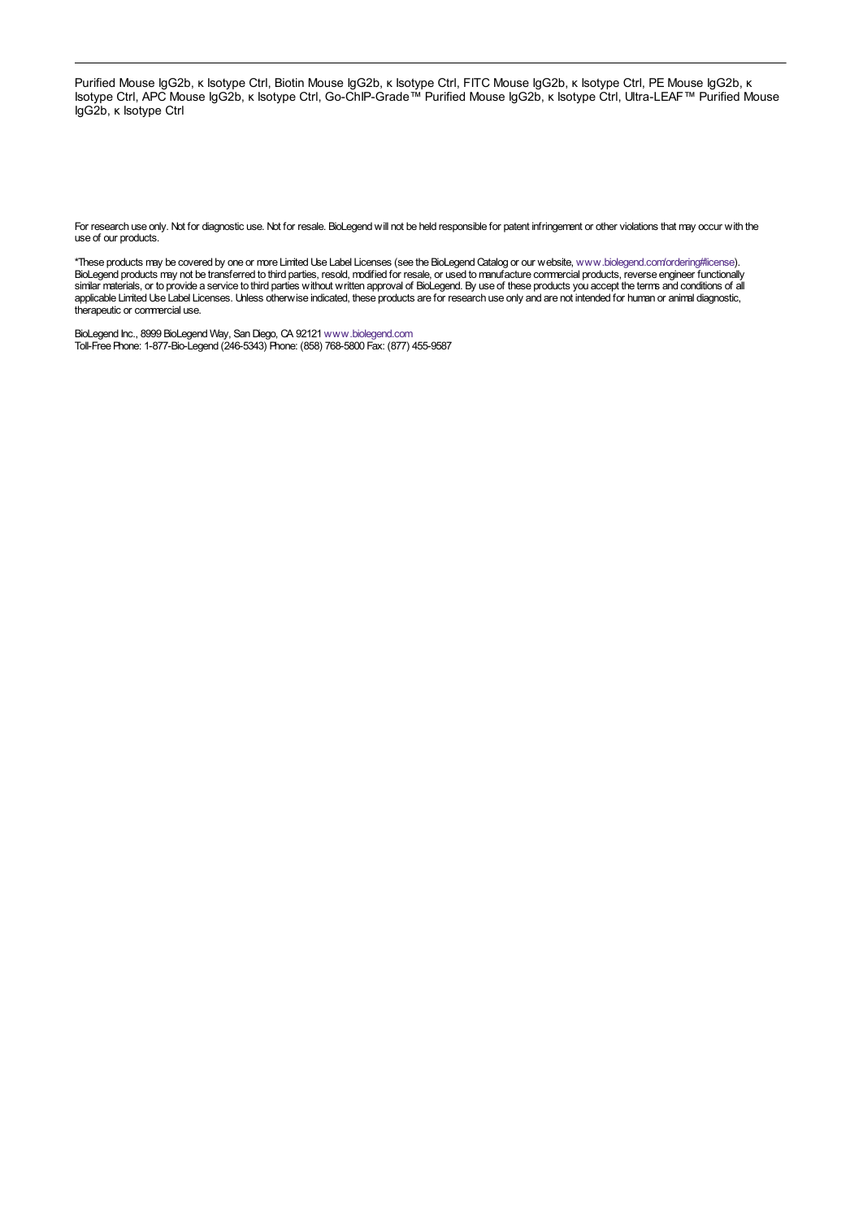Purified Mouse IgG2b, κ Isotype Ctrl, Biotin Mouse IgG2b, κ Isotype Ctrl, FITC Mouse IgG2b, κ Isotype Ctrl, PE Mouse IgG2b, κ Isotype Ctrl, APC Mouse IgG2b, κ Isotype Ctrl, Go-ChIP-Grade™ Purified Mouse IgG2b, κ Isotype Ctrl, Ultra-LEAF™ Purified Mouse IgG2b, κ Isotype Ctrl

For research use only. Not for diagnostic use. Not for resale. BioLegend will not be held responsible for patent infringement or other violations that may occur with the use of our products.

*These products may be covered by one or more Limited Use Label Licenses (see the BioLegend Catalog or our website, www.biolegend.com/ordering#license). BioLegend products may not be transferred to third parties, resold, modified for resale, or used to manufacture commercial products, reverse engineer functionally similar materials, or to provide a service to third parties without written approval of BioLegend. By use of these products you accept the terms and conditions of all applicable Limited Use Label Licenses. Unless otherwise indicated, these products are for research use only and are not intended for human or animal diagnostic, therapeutic or commercial use.

BioLegend Inc., 8999 BioLegend Way, San Diego, CA 92121 www.biolegend.com
Toll-Free Phone: 1-877-Bio-Legend (246-5343) Phone: (858) 768-5800 Fax: (877) 455-9587